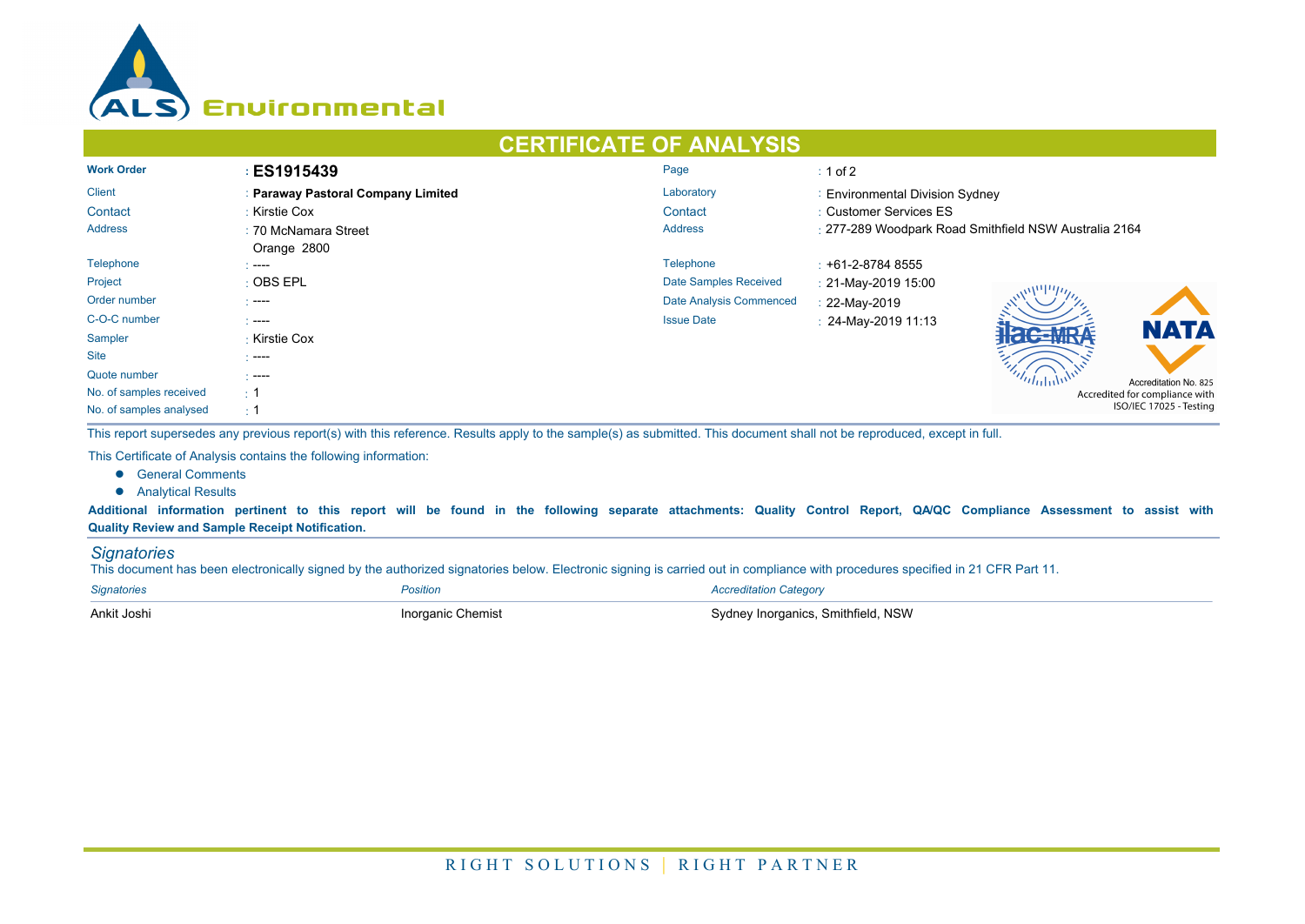ALS Environmental

# CERTIFICATE OF ANALYSIS

| | | | |
|---|---|---|---|
| **Work Order** | : **ES1915439** | Page | : 1 of 2 |
| Client | : **Paraway Pastoral Company Limited** | Laboratory | : Environmental Division Sydney |
| Contact | : Kirstie Cox | Contact | : Customer Services ES |
| Address | : 70 McNamara Street<br>Orange 2800 | Address | : 277-289 Woodpark Road Smithfield NSW Australia 2164 |
| Telephone | : ---- | Telephone | : +61-2-8784 8555 |
| Project | : OBS EPL | Date Samples Received | : 21-May-2019 15:00 |
| Order number | : ---- | Date Analysis Commenced | : 22-May-2019 |
| C-O-C number | : ---- | Issue Date | : 24-May-2019 11:13 |
| Sampler | : Kirstie Cox | | |
| Site | : ---- | | |
| Quote number | : ---- | | |
| No. of samples received | : 1 | | |
| No. of samples analysed | : 1 | | |

NATA Accreditation No. 825
Accredited for compliance with ISO/IEC 17025 - Testing

This report supersedes any previous report(s) with this reference. Results apply to the sample(s) as submitted. This document shall not be reproduced, except in full.

This Certificate of Analysis contains the following information:

- General Comments
- Analytical Results

**Additional information pertinent to this report will be found in the following separate attachments: Quality Control Report, QA/QC Compliance Assessment to assist with Quality Review and Sample Receipt Notification.**

## *Signatories*

This document has been electronically signed by the authorized signatories below. Electronic signing is carried out in compliance with procedures specified in 21 CFR Part 11.

| *Signatories* | *Position* | *Accreditation Category* |
|---|---|---|
| Ankit Joshi | Inorganic Chemist | Sydney Inorganics, Smithfield, NSW |

RIGHT SOLUTIONS | RIGHT PARTNER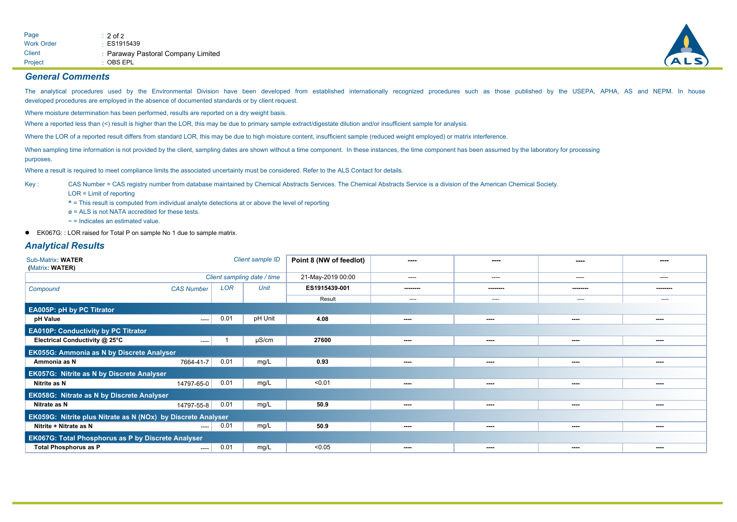## General Comments

The analytical procedures used by the Environmental Division have been developed from established internationally recognized procedures such as those published by the USEPA, APHA, AS and NEPM. In house developed procedures are employed in the absence of documented standards or by client request.

Where moisture determination has been performed, results are reported on a dry weight basis.

Where a reported less than (<) result is higher than the LOR, this may be due to primary sample extract/digestate dilution and/or insufficient sample for analysis.

Where the LOR of a reported result differs from standard LOR, this may be due to high moisture content, insufficient sample (reduced weight employed) or matrix interference.

When sampling time information is not provided by the client, sampling dates are shown without a time component. In these instances, the time component has been assumed by the laboratory for processing purposes.

Where a result is required to meet compliance limits the associated uncertainty must be considered. Refer to the ALS Contact for details.

Key :
- CAS Number = CAS registry number from database maintained by Chemical Abstracts Services. The Chemical Abstracts Service is a division of the American Chemical Society.
- LOR = Limit of reporting
- ^ = This result is computed from individual analyte detections at or above the level of reporting
- ø = ALS is not NATA accredited for these tests.
- ~ = Indicates an estimated value.

- EK067G: : LOR raised for Total P on sample No 1 due to sample matrix.

## Analytical Results

| Sub-Matrix: **WATER** (Matrix: **WATER**) | | | Client sample ID | Point 8 (NW of feedlot) | ---- | ---- | ---- | ---- |
|---|---|---|---|---|---|---|---|---|
| | | | Client sampling date / time | 21-May-2019 00:00 | ---- | ---- | ---- | ---- |
| *Compound* | *CAS Number* | *LOR* | *Unit* | ES1915439-001 | -------- | -------- | -------- | -------- |
| | | | | Result | ---- | ---- | ---- | ---- |
| **EA005P: pH by PC Titrator** | | | | | | | | |
| **pH Value** | ---- | 0.01 | pH Unit | **4.08** | ---- | ---- | ---- | ---- |
| **EA010P: Conductivity by PC Titrator** | | | | | | | | |
| **Electrical Conductivity @ 25°C** | ---- | 1 | µS/cm | **27600** | ---- | ---- | ---- | ---- |
| **EK055G: Ammonia as N by Discrete Analyser** | | | | | | | | |
| **Ammonia as N** | 7664-41-7 | 0.01 | mg/L | **0.93** | ---- | ---- | ---- | ---- |
| **EK057G: Nitrite as N by Discrete Analyser** | | | | | | | | |
| **Nitrite as N** | 14797-65-0 | 0.01 | mg/L | <0.01 | ---- | ---- | ---- | ---- |
| **EK058G: Nitrate as N by Discrete Analyser** | | | | | | | | |
| **Nitrate as N** | 14797-55-8 | 0.01 | mg/L | **50.9** | ---- | ---- | ---- | ---- |
| **EK059G: Nitrite plus Nitrate as N (NOx) by Discrete Analyser** | | | | | | | | |
| **Nitrite + Nitrate as N** | ---- | 0.01 | mg/L | **50.9** | ---- | ---- | ---- | ---- |
| **EK067G: Total Phosphorus as P by Discrete Analyser** | | | | | | | | |
| **Total Phosphorus as P** | ---- | 0.01 | mg/L | <0.05 | ---- | ---- | ---- | ---- |